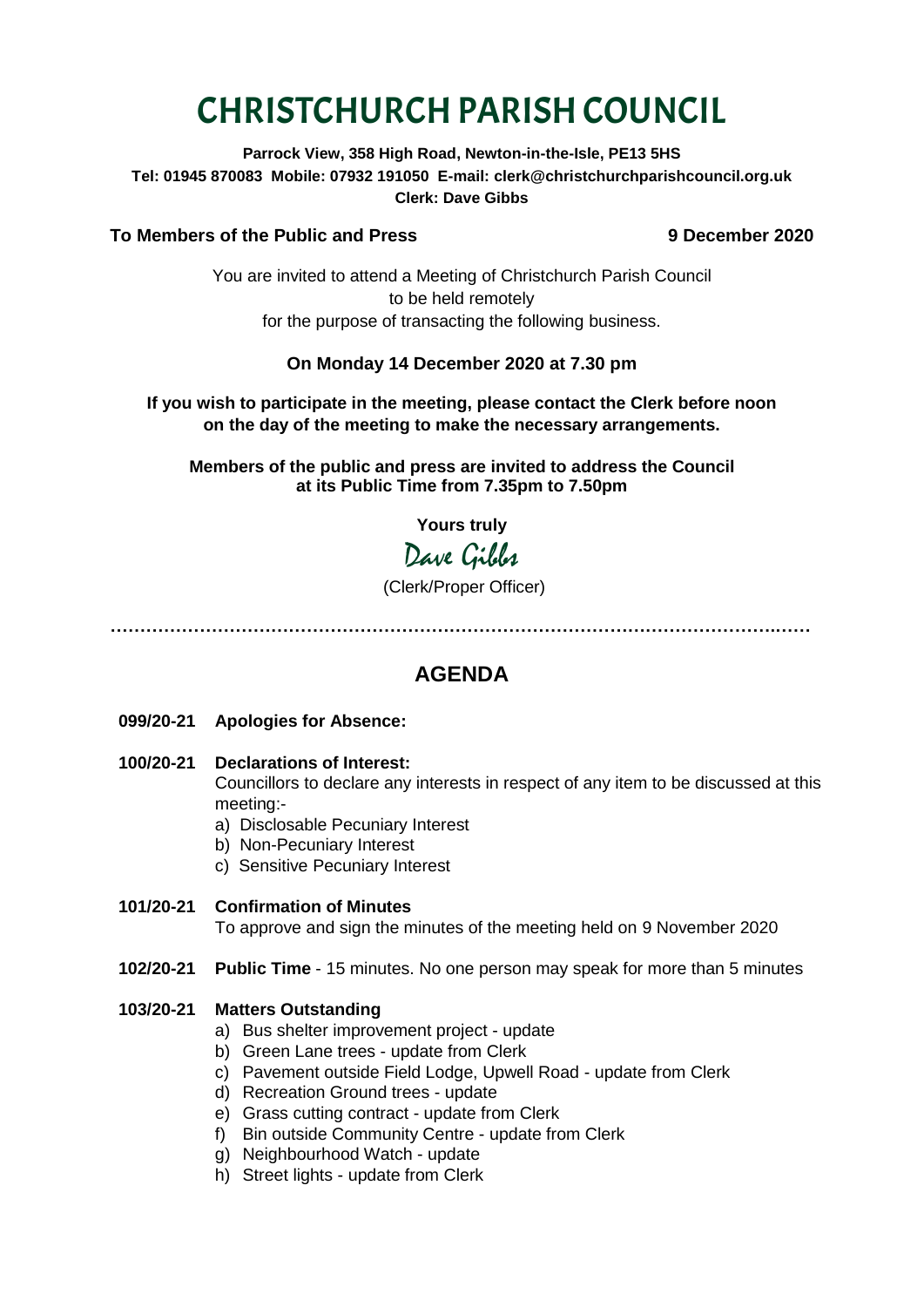# CHRISTCHURCH PARISH COUNCIL

**Parrock View, 358 High Road, Newton-in-the-Isle, PE13 5HS**
**Tel: 01945 870083 Mobile: 07932 191050 E-mail: clerk@christchurchparishcouncil.org.uk**
**Clerk: Dave Gibbs**

**To Members of the Public and Press** **9 December 2020**

You are invited to attend a Meeting of Christchurch Parish Council
to be held remotely
for the purpose of transacting the following business.

**On Monday 14 December 2020 at 7.30 pm**

**If you wish to participate in the meeting, please contact the Clerk before noon on the day of the meeting to make the necessary arrangements.**

**Members of the public and press are invited to address the Council at its Public Time from 7.35pm to 7.50pm**

**Yours truly**

*Dave Gibbs*

(Clerk/Proper Officer)

…………………………………………………………………………………………………

## AGENDA

**099/20-21 Apologies for Absence:**

**100/20-21 Declarations of Interest:**
Councillors to declare any interests in respect of any item to be discussed at this meeting:-

a) Disclosable Pecuniary Interest
b) Non-Pecuniary Interest
c) Sensitive Pecuniary Interest

**101/20-21 Confirmation of Minutes**
To approve and sign the minutes of the meeting held on 9 November 2020

**102/20-21 Public Time** - 15 minutes. No one person may speak for more than 5 minutes

**103/20-21 Matters Outstanding**

a) Bus shelter improvement project - update
b) Green Lane trees - update from Clerk
c) Pavement outside Field Lodge, Upwell Road - update from Clerk
d) Recreation Ground trees - update
e) Grass cutting contract - update from Clerk
f) Bin outside Community Centre - update from Clerk
g) Neighbourhood Watch - update
h) Street lights - update from Clerk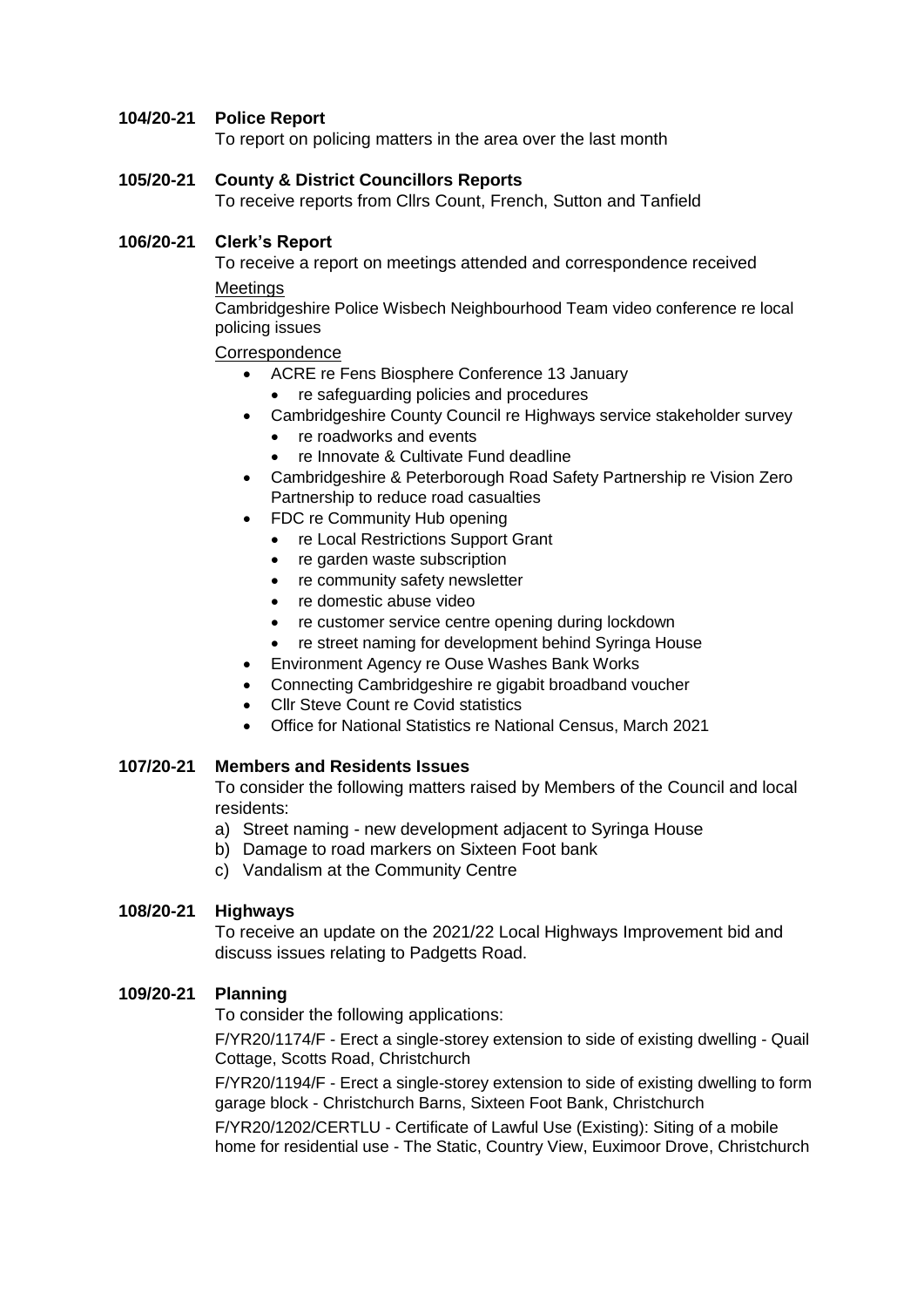**104/20-21 Police Report**

To report on policing matters in the area over the last month

**105/20-21 County & District Councillors Reports**

To receive reports from Cllrs Count, French, Sutton and Tanfield

**106/20-21 Clerk's Report**

To receive a report on meetings attended and correspondence received

Meetings

Cambridgeshire Police Wisbech Neighbourhood Team video conference re local policing issues

Correspondence

- ACRE re Fens Biosphere Conference 13 January
  - re safeguarding policies and procedures
- Cambridgeshire County Council re Highways service stakeholder survey
  - re roadworks and events
  - re Innovate & Cultivate Fund deadline
- Cambridgeshire & Peterborough Road Safety Partnership re Vision Zero Partnership to reduce road casualties
- FDC re Community Hub opening
  - re Local Restrictions Support Grant
  - re garden waste subscription
  - re community safety newsletter
  - re domestic abuse video
  - re customer service centre opening during lockdown
  - re street naming for development behind Syringa House
- Environment Agency re Ouse Washes Bank Works
- Connecting Cambridgeshire re gigabit broadband voucher
- Cllr Steve Count re Covid statistics
- Office for National Statistics re National Census, March 2021

**107/20-21 Members and Residents Issues**

To consider the following matters raised by Members of the Council and local residents:

a) Street naming - new development adjacent to Syringa House
b) Damage to road markers on Sixteen Foot bank
c) Vandalism at the Community Centre

**108/20-21 Highways**

To receive an update on the 2021/22 Local Highways Improvement bid and discuss issues relating to Padgetts Road.

**109/20-21 Planning**

To consider the following applications:

F/YR20/1174/F - Erect a single-storey extension to side of existing dwelling - Quail Cottage, Scotts Road, Christchurch

F/YR20/1194/F - Erect a single-storey extension to side of existing dwelling to form garage block - Christchurch Barns, Sixteen Foot Bank, Christchurch

F/YR20/1202/CERTLU - Certificate of Lawful Use (Existing): Siting of a mobile home for residential use - The Static, Country View, Euximoor Drove, Christchurch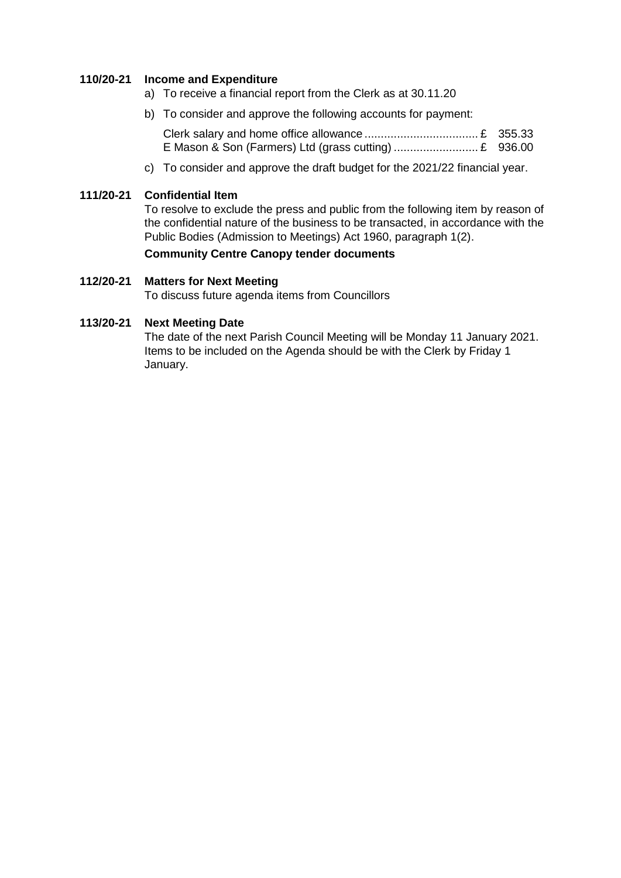**110/20-21 Income and Expenditure**

a) To receive a financial report from the Clerk as at 30.11.20

b) To consider and approve the following accounts for payment:

| | | |
|---|---|---|
| Clerk salary and home office allowance | £ | 355.33 |
| E Mason & Son (Farmers) Ltd (grass cutting) | £ | 936.00 |

c) To consider and approve the draft budget for the 2021/22 financial year.

**111/20-21 Confidential Item**

To resolve to exclude the press and public from the following item by reason of the confidential nature of the business to be transacted, in accordance with the Public Bodies (Admission to Meetings) Act 1960, paragraph 1(2).

**Community Centre Canopy tender documents**

**112/20-21 Matters for Next Meeting**

To discuss future agenda items from Councillors

**113/20-21 Next Meeting Date**

The date of the next Parish Council Meeting will be Monday 11 January 2021. Items to be included on the Agenda should be with the Clerk by Friday 1 January.